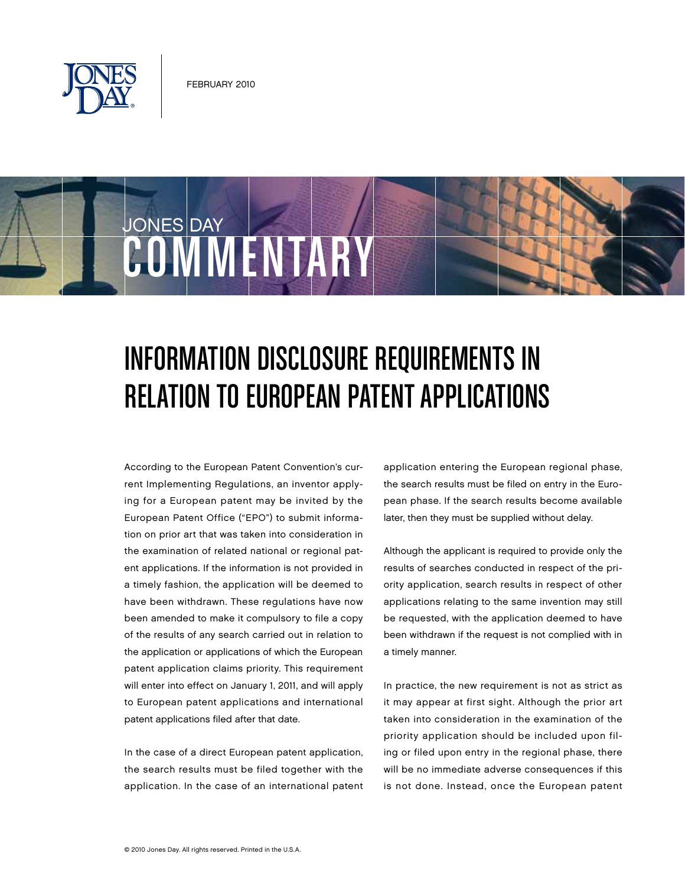FEBRUARY 2010

JONES DAY COMMENTARY

# INFORMATION DISCLOSURE REQUIREMENTS IN RELATION TO EUROPEAN PATENT APPLICATIONS

According to the European Patent Convention's current Implementing Regulations, an inventor applying for a European patent may be invited by the European Patent Office ("EPO") to submit information on prior art that was taken into consideration in the examination of related national or regional patent applications. If the information is not provided in a timely fashion, the application will be deemed to have been withdrawn. These regulations have now been amended to make it compulsory to file a copy of the results of any search carried out in relation to the application or applications of which the European patent application claims priority. This requirement will enter into effect on January 1, 2011, and will apply to European patent applications and international patent applications filed after that date.

In the case of a direct European patent application, the search results must be filed together with the application. In the case of an international patent application entering the European regional phase, the search results must be filed on entry in the European phase. If the search results become available later, then they must be supplied without delay.

Although the applicant is required to provide only the results of searches conducted in respect of the priority application, search results in respect of other applications relating to the same invention may still be requested, with the application deemed to have been withdrawn if the request is not complied with in a timely manner.

In practice, the new requirement is not as strict as it may appear at first sight. Although the prior art taken into consideration in the examination of the priority application should be included upon filing or filed upon entry in the regional phase, there will be no immediate adverse consequences if this is not done. Instead, once the European patent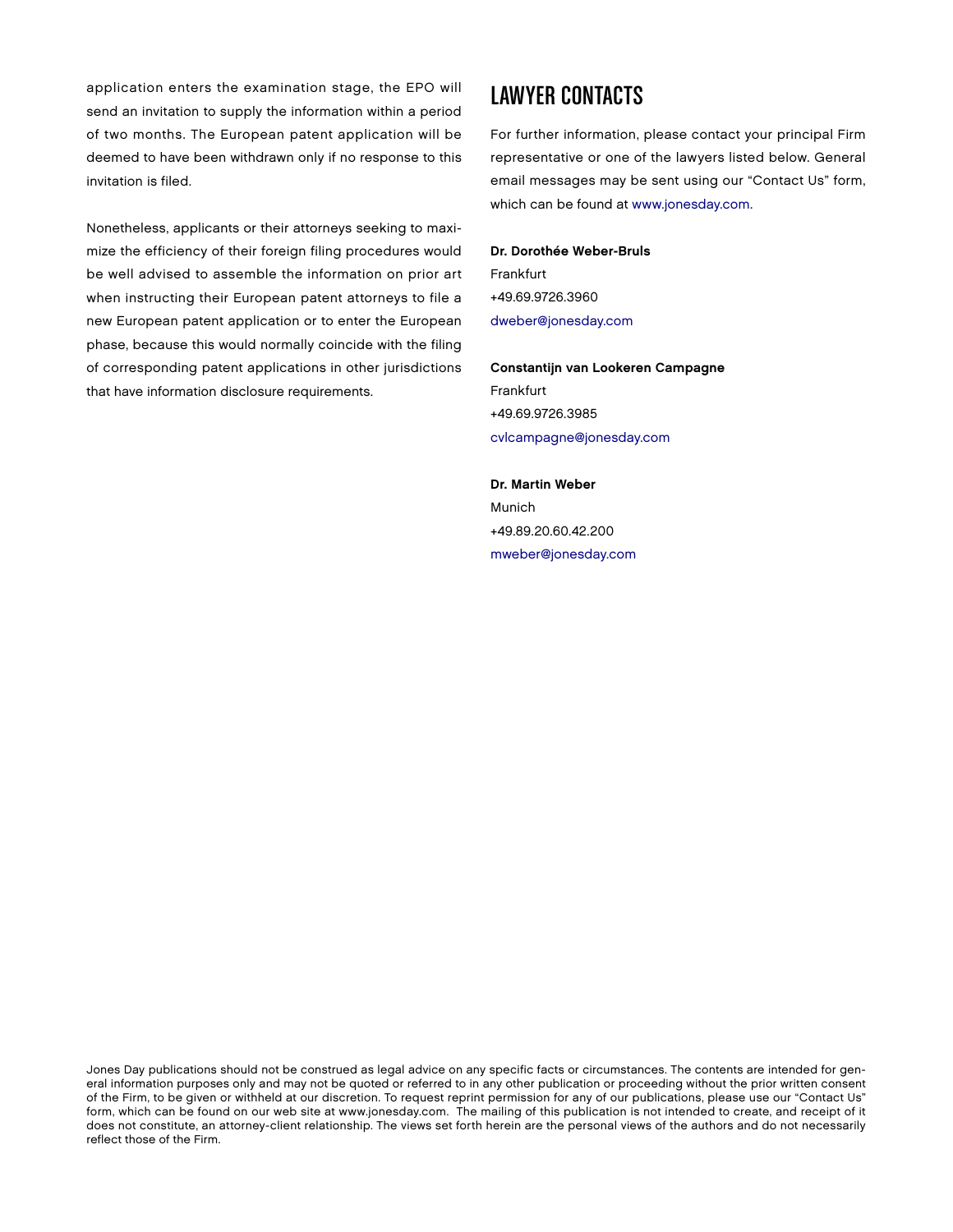application enters the examination stage, the EPO will send an invitation to supply the information within a period of two months. The European patent application will be deemed to have been withdrawn only if no response to this invitation is filed.

Nonetheless, applicants or their attorneys seeking to maximize the efficiency of their foreign filing procedures would be well advised to assemble the information on prior art when instructing their European patent attorneys to file a new European patent application or to enter the European phase, because this would normally coincide with the filing of corresponding patent applications in other jurisdictions that have information disclosure requirements.

## LAWYER CONTACTS

For further information, please contact your principal Firm representative or one of the lawyers listed below. General email messages may be sent using our "Contact Us" form, which can be found at www.jonesday.com.

**Dr. Dorothée Weber-Bruls**
Frankfurt
+49.69.9726.3960
dweber@jonesday.com

**Constantijn van Lookeren Campagne**
Frankfurt
+49.69.9726.3985
cvlcampagne@jonesday.com

**Dr. Martin Weber**
Munich
+49.89.20.60.42.200
mweber@jonesday.com

Jones Day publications should not be construed as legal advice on any specific facts or circumstances. The contents are intended for general information purposes only and may not be quoted or referred to in any other publication or proceeding without the prior written consent of the Firm, to be given or withheld at our discretion. To request reprint permission for any of our publications, please use our "Contact Us" form, which can be found on our web site at www.jonesday.com. The mailing of this publication is not intended to create, and receipt of it does not constitute, an attorney-client relationship. The views set forth herein are the personal views of the authors and do not necessarily reflect those of the Firm.